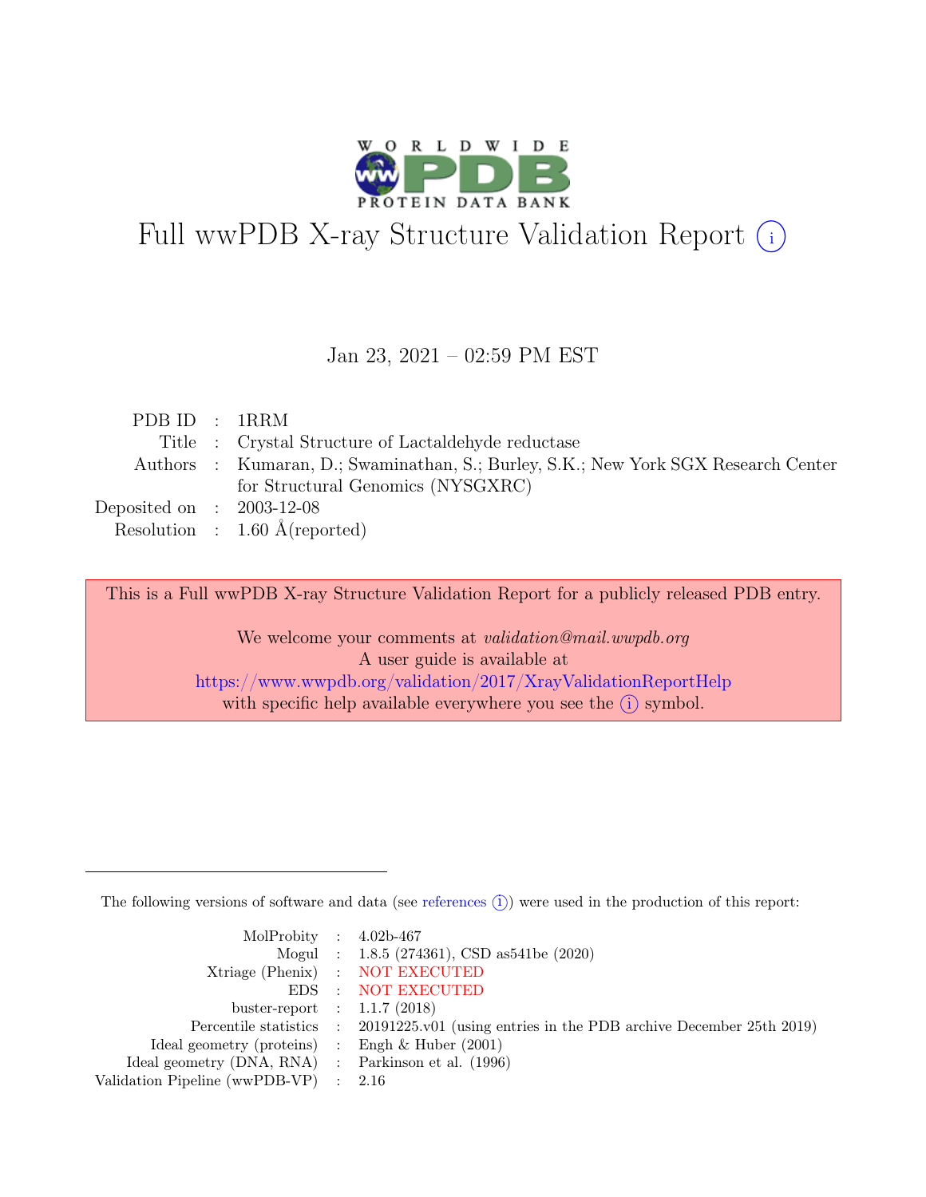# Full wwPDB X-ray Structure Validation Report (i)

Jan 23, 2021 – 02:59 PM EST

| | | |
|---|---|---|
| PDB ID | : | 1RRM |
| Title | : | Crystal Structure of Lactaldehyde reductase |
| Authors | : | Kumaran, D.; Swaminathan, S.; Burley, S.K.; New York SGX Research Center for Structural Genomics (NYSGXRC) |
| Deposited on | : | 2003-12-08 |
| Resolution | : | 1.60 Å(reported) |

This is a Full wwPDB X-ray Structure Validation Report for a publicly released PDB entry.

We welcome your comments at *validation@mail.wwpdb.org*
A user guide is available at
https://www.wwpdb.org/validation/2017/XrayValidationReportHelp
with specific help available everywhere you see the (i) symbol.

The following versions of software and data (see references (i)) were used in the production of this report:

| | | |
|---|---|---|
| MolProbity | : | 4.02b-467 |
| Mogul | : | 1.8.5 (274361), CSD as541be (2020) |
| Xtriage (Phenix) | : | NOT EXECUTED |
| EDS | : | NOT EXECUTED |
| buster-report | : | 1.1.7 (2018) |
| Percentile statistics | : | 20191225.v01 (using entries in the PDB archive December 25th 2019) |
| Ideal geometry (proteins) | : | Engh & Huber (2001) |
| Ideal geometry (DNA, RNA) | : | Parkinson et al. (1996) |
| Validation Pipeline (wwPDB-VP) | : | 2.16 |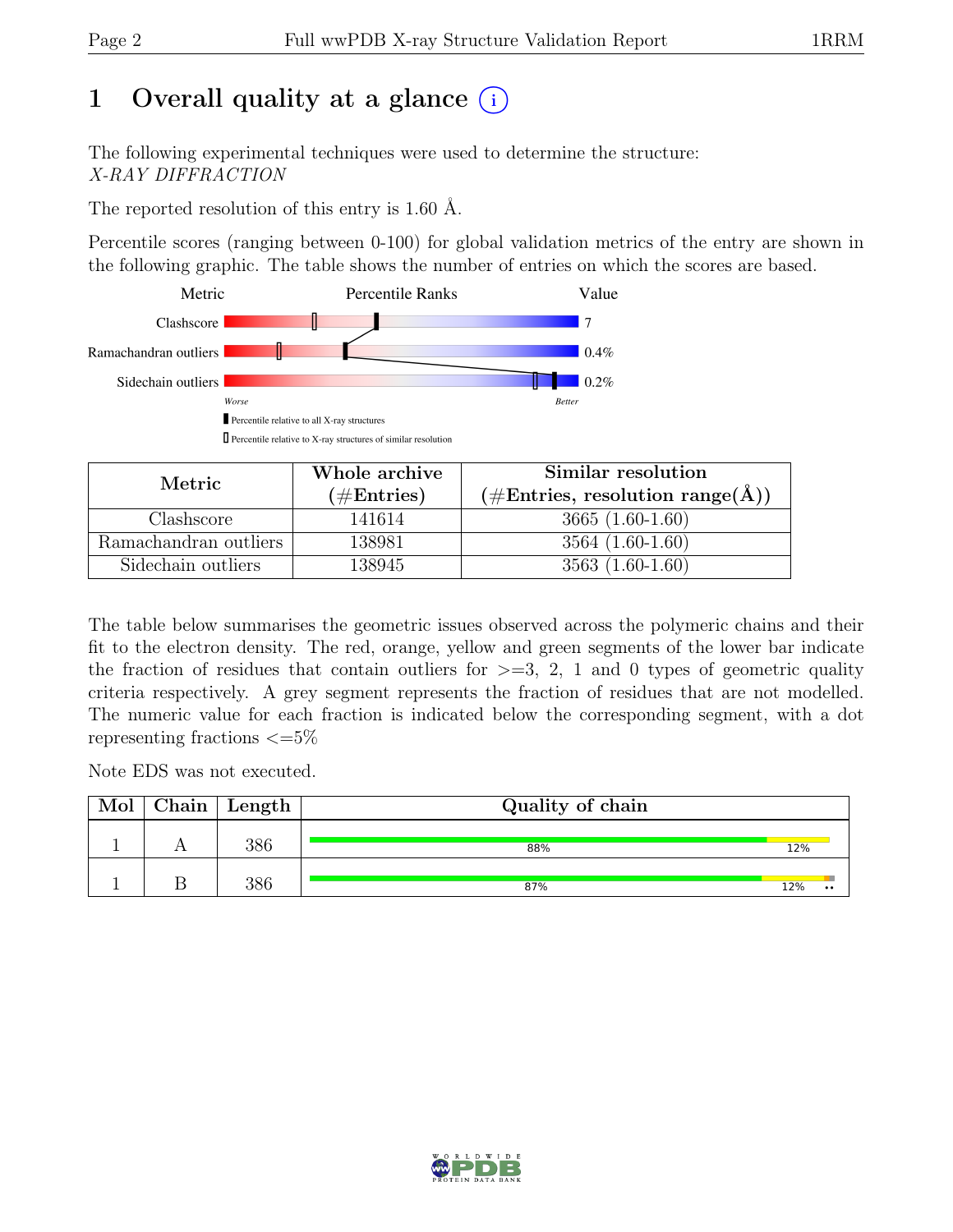# 1 Overall quality at a glance (i)

The following experimental techniques were used to determine the structure: *X-RAY DIFFRACTION*

The reported resolution of this entry is 1.60 Å.

Percentile scores (ranging between 0-100) for global validation metrics of the entry are shown in the following graphic. The table shows the number of entries on which the scores are based.

| Metric | Value |
|---|---|
| Clashscore | 7 |
| Ramachandran outliers | 0.4% |
| Sidechain outliers | 0.2% |

▮ Percentile relative to all X-ray structures

▯ Percentile relative to X-ray structures of similar resolution

| Metric | Whole archive (#Entries) | Similar resolution (#Entries, resolution range(Å)) |
|---|---|---|
| Clashscore | 141614 | 3665 (1.60-1.60) |
| Ramachandran outliers | 138981 | 3564 (1.60-1.60) |
| Sidechain outliers | 138945 | 3563 (1.60-1.60) |

The table below summarises the geometric issues observed across the polymeric chains and their fit to the electron density. The red, orange, yellow and green segments of the lower bar indicate the fraction of residues that contain outliers for >=3, 2, 1 and 0 types of geometric quality criteria respectively. A grey segment represents the fraction of residues that are not modelled. The numeric value for each fraction is indicated below the corresponding segment, with a dot representing fractions <=5%

Note EDS was not executed.

| Mol | Chain | Length | Quality of chain |
|---|---|---|---|
| 1 | A | 386 | 88% 12% |
| 1 | B | 386 | 87% 12% •• |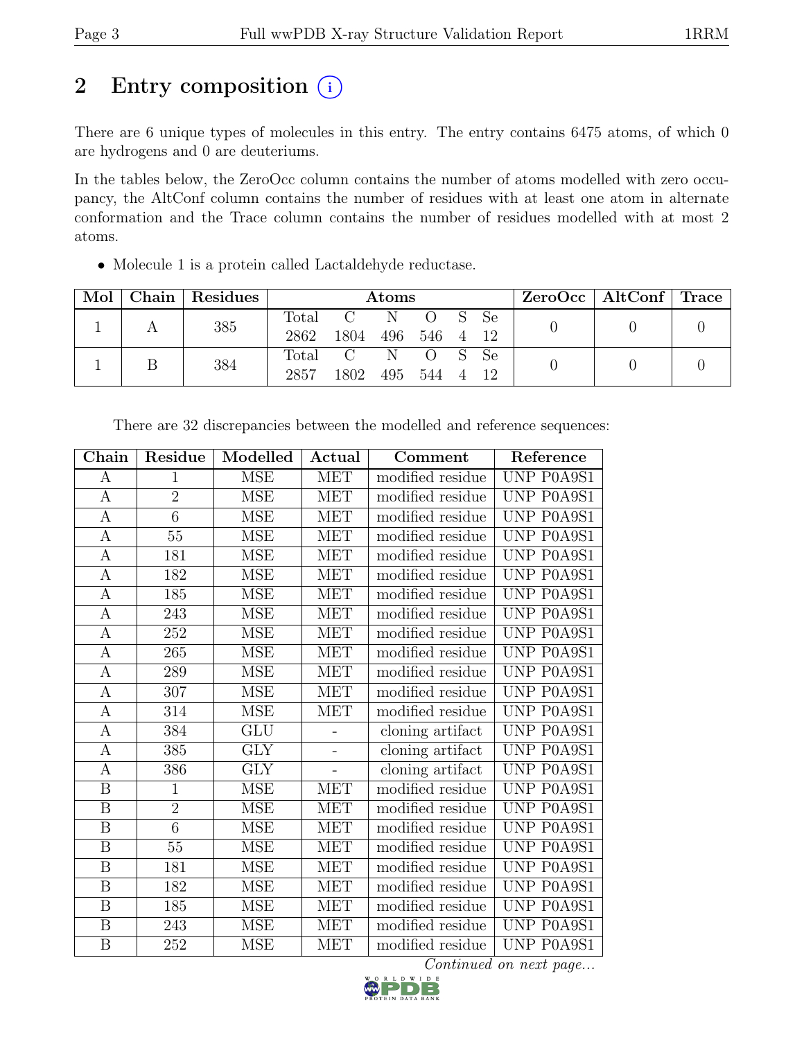# 2 Entry composition (i)

There are 6 unique types of molecules in this entry. The entry contains 6475 atoms, of which 0 are hydrogens and 0 are deuteriums.

In the tables below, the ZeroOcc column contains the number of atoms modelled with zero occupancy, the AltConf column contains the number of residues with at least one atom in alternate conformation and the Trace column contains the number of residues modelled with at most 2 atoms.

- Molecule 1 is a protein called Lactaldehyde reductase.

| Mol | Chain | Residues | Atoms | | | | | | ZeroOcc | AltConf | Trace |
|---|---|---|---|---|---|---|---|---|---|---|---|
| 1 | A | 385 | Total 2862 | C 1804 | N 496 | O 546 | S 4 | Se 12 | 0 | 0 | 0 |
| 1 | B | 384 | Total 2857 | C 1802 | N 495 | O 544 | S 4 | Se 12 | 0 | 0 | 0 |

There are 32 discrepancies between the modelled and reference sequences:

| Chain | Residue | Modelled | Actual | Comment | Reference |
|---|---|---|---|---|---|
| A | 1 | MSE | MET | modified residue | UNP P0A9S1 |
| A | 2 | MSE | MET | modified residue | UNP P0A9S1 |
| A | 6 | MSE | MET | modified residue | UNP P0A9S1 |
| A | 55 | MSE | MET | modified residue | UNP P0A9S1 |
| A | 181 | MSE | MET | modified residue | UNP P0A9S1 |
| A | 182 | MSE | MET | modified residue | UNP P0A9S1 |
| A | 185 | MSE | MET | modified residue | UNP P0A9S1 |
| A | 243 | MSE | MET | modified residue | UNP P0A9S1 |
| A | 252 | MSE | MET | modified residue | UNP P0A9S1 |
| A | 265 | MSE | MET | modified residue | UNP P0A9S1 |
| A | 289 | MSE | MET | modified residue | UNP P0A9S1 |
| A | 307 | MSE | MET | modified residue | UNP P0A9S1 |
| A | 314 | MSE | MET | modified residue | UNP P0A9S1 |
| A | 384 | GLU | - | cloning artifact | UNP P0A9S1 |
| A | 385 | GLY | - | cloning artifact | UNP P0A9S1 |
| A | 386 | GLY | - | cloning artifact | UNP P0A9S1 |
| B | 1 | MSE | MET | modified residue | UNP P0A9S1 |
| B | 2 | MSE | MET | modified residue | UNP P0A9S1 |
| B | 6 | MSE | MET | modified residue | UNP P0A9S1 |
| B | 55 | MSE | MET | modified residue | UNP P0A9S1 |
| B | 181 | MSE | MET | modified residue | UNP P0A9S1 |
| B | 182 | MSE | MET | modified residue | UNP P0A9S1 |
| B | 185 | MSE | MET | modified residue | UNP P0A9S1 |
| B | 243 | MSE | MET | modified residue | UNP P0A9S1 |
| B | 252 | MSE | MET | modified residue | UNP P0A9S1 |

*Continued on next page...*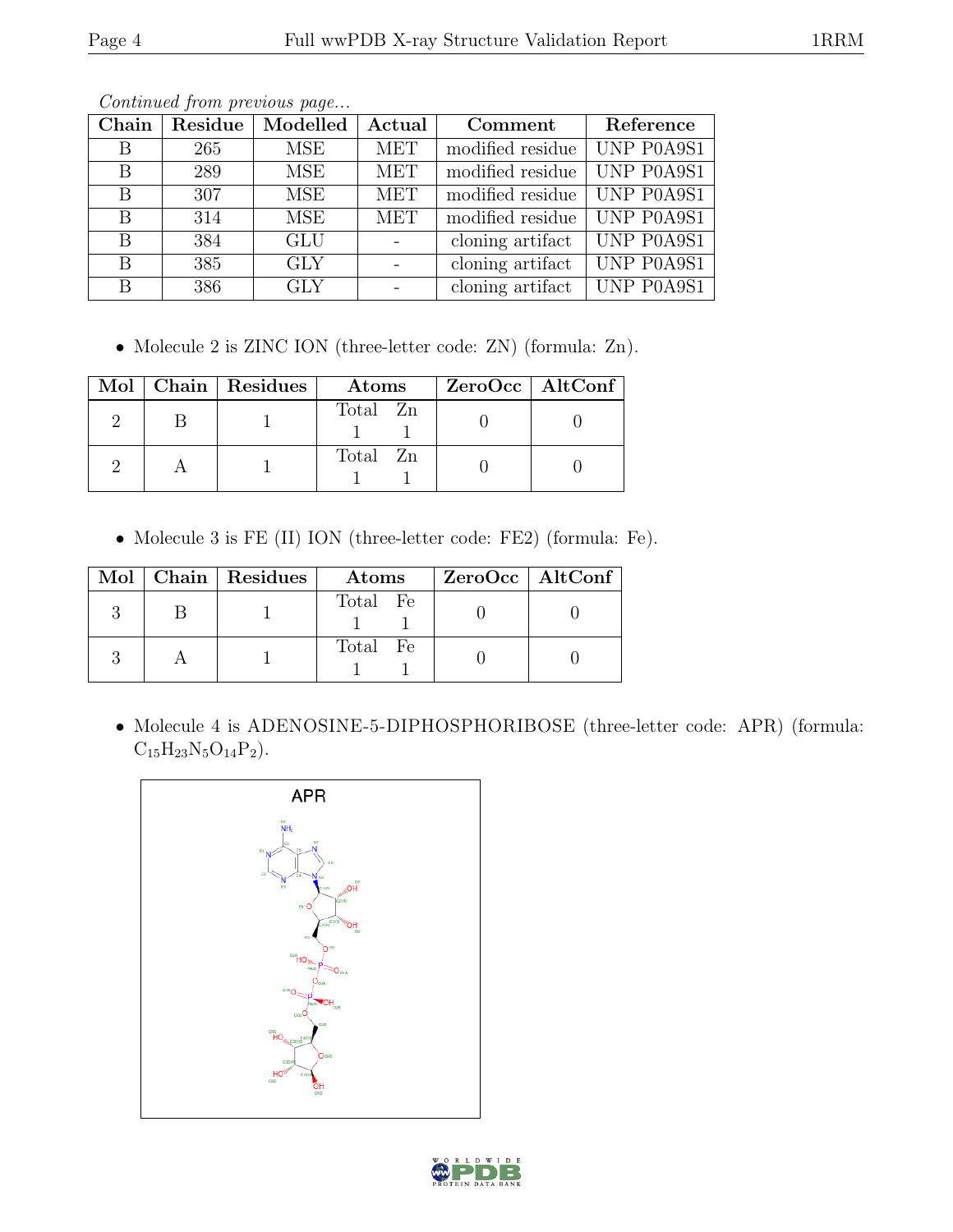*Continued from previous page...*

| Chain | Residue | Modelled | Actual | Comment | Reference |
|---|---|---|---|---|---|
| B | 265 | MSE | MET | modified residue | UNP P0A9S1 |
| B | 289 | MSE | MET | modified residue | UNP P0A9S1 |
| B | 307 | MSE | MET | modified residue | UNP P0A9S1 |
| B | 314 | MSE | MET | modified residue | UNP P0A9S1 |
| B | 384 | GLU | - | cloning artifact | UNP P0A9S1 |
| B | 385 | GLY | - | cloning artifact | UNP P0A9S1 |
| B | 386 | GLY | - | cloning artifact | UNP P0A9S1 |

- Molecule 2 is ZINC ION (three-letter code: ZN) (formula: Zn).

| Mol | Chain | Residues | Atoms | ZeroOcc | AltConf |
|---|---|---|---|---|---|
| 2 | B | 1 | Total Zn<br>1 1 | 0 | 0 |
| 2 | A | 1 | Total Zn<br>1 1 | 0 | 0 |

- Molecule 3 is FE (II) ION (three-letter code: FE2) (formula: Fe).

| Mol | Chain | Residues | Atoms | ZeroOcc | AltConf |
|---|---|---|---|---|---|
| 3 | B | 1 | Total Fe<br>1 1 | 0 | 0 |
| 3 | A | 1 | Total Fe<br>1 1 | 0 | 0 |

- Molecule 4 is ADENOSINE-5-DIPHOSPHORIBOSE (three-letter code: APR) (formula: $C_{15}H_{23}N_5O_{14}P_2$).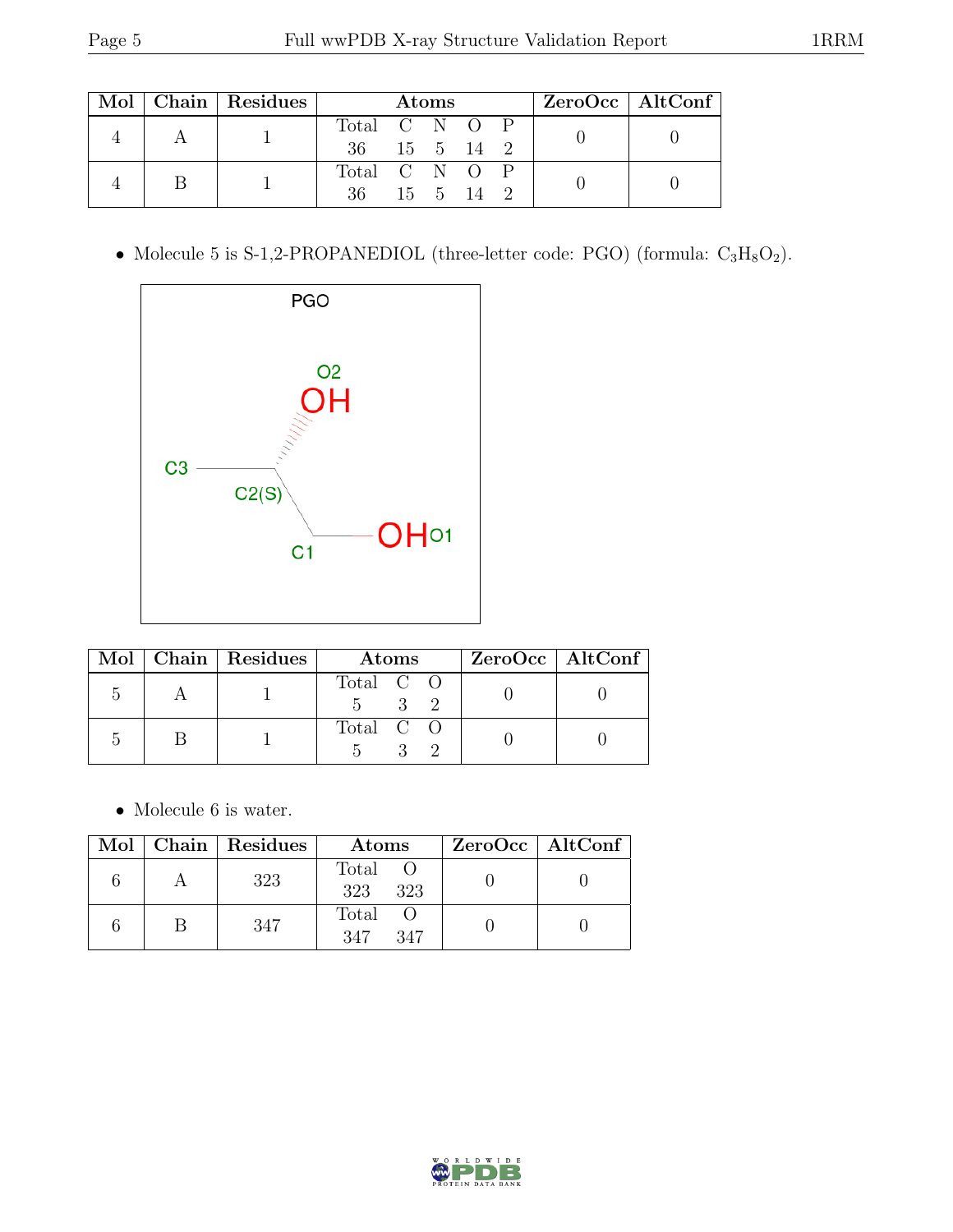| Mol | Chain | Residues | Atoms | | | | | ZeroOcc | AltConf |
|---|---|---|---|---|---|---|---|---|---|
| | | | Total | C | N | O | P | | |
| 4 | A | 1 | 36 | 15 | 5 | 14 | 2 | 0 | 0 |
| 4 | B | 1 | 36 | 15 | 5 | 14 | 2 | 0 | 0 |

- Molecule 5 is S-1,2-PROPANEDIOL (three-letter code: PGO) (formula: $C_3H_8O_2$).

| Mol | Chain | Residues | Atoms | | | ZeroOcc | AltConf |
|---|---|---|---|---|---|---|---|
| | | | Total | C | O | | |
| 5 | A | 1 | 5 | 3 | 2 | 0 | 0 |
| 5 | B | 1 | 5 | 3 | 2 | 0 | 0 |

- Molecule 6 is water.

| Mol | Chain | Residues | Atoms | | ZeroOcc | AltConf |
|---|---|---|---|---|---|---|
| | | | Total | O | | |
| 6 | A | 323 | 323 | 323 | 0 | 0 |
| 6 | B | 347 | 347 | 347 | 0 | 0 |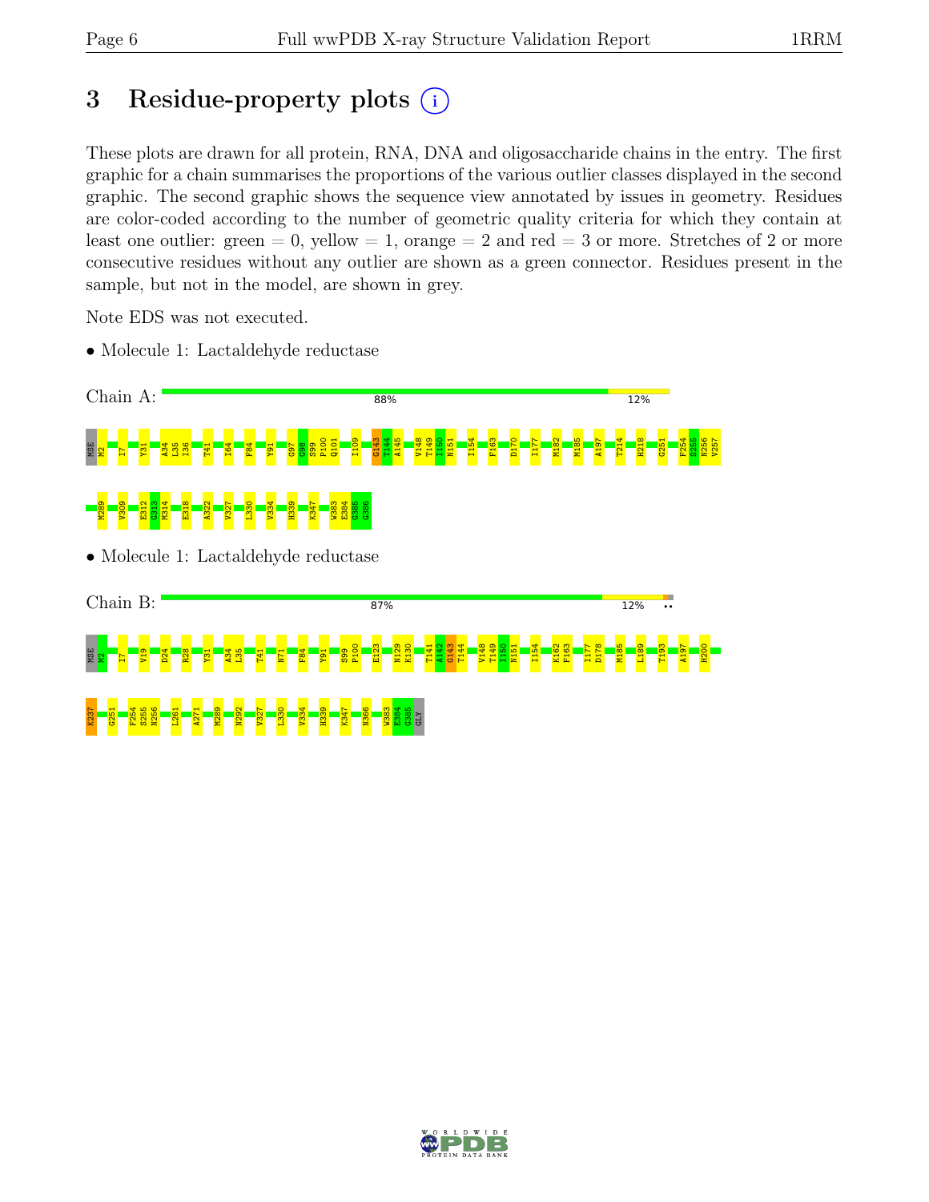# 3 Residue-property plots

These plots are drawn for all protein, RNA, DNA and oligosaccharide chains in the entry. The first graphic for a chain summarises the proportions of the various outlier classes displayed in the second graphic. The second graphic shows the sequence view annotated by issues in geometry. Residues are color-coded according to the number of geometric quality criteria for which they contain at least one outlier: green = 0, yellow = 1, orange = 2 and red = 3 or more. Stretches of 2 or more consecutive residues without any outlier are shown as a green connector. Residues present in the sample, but not in the model, are shown in grey.

Note EDS was not executed.

- Molecule 1: Lactaldehyde reductase

Chain A: 88% 12%

MSE M2 I7 Y31 A34 L35 I36 T41 I64 F84 Y91 G97 G98 S99 P100 Q101 I109 G143 T144 A145 V148 T149 I150 N151 I154 F163 D170 I177 M182 M185 A197 T214 H218 G251 F254 S255 N256 V257 M289 V309 E312 G313 M314 E318 A322 V327 L330 V334 H339 K347 W383 E384 G385 G386

- Molecule 1: Lactaldehyde reductase

Chain B: 87% 12% ••

MSE M2 I7 V19 D24 R28 Y31 A34 L35 T41 N71 F84 Y91 S99 P100 E123 N129 K130 T141 A142 G143 T144 V148 T149 I150 N151 I154 K162 F163 I177 D178 M185 L189 T193 A197 H200 K237 G251 F254 S255 N256 L261 A271 M289 N292 V327 L330 V334 H339 K347 N366 W383 E384 G385 GLY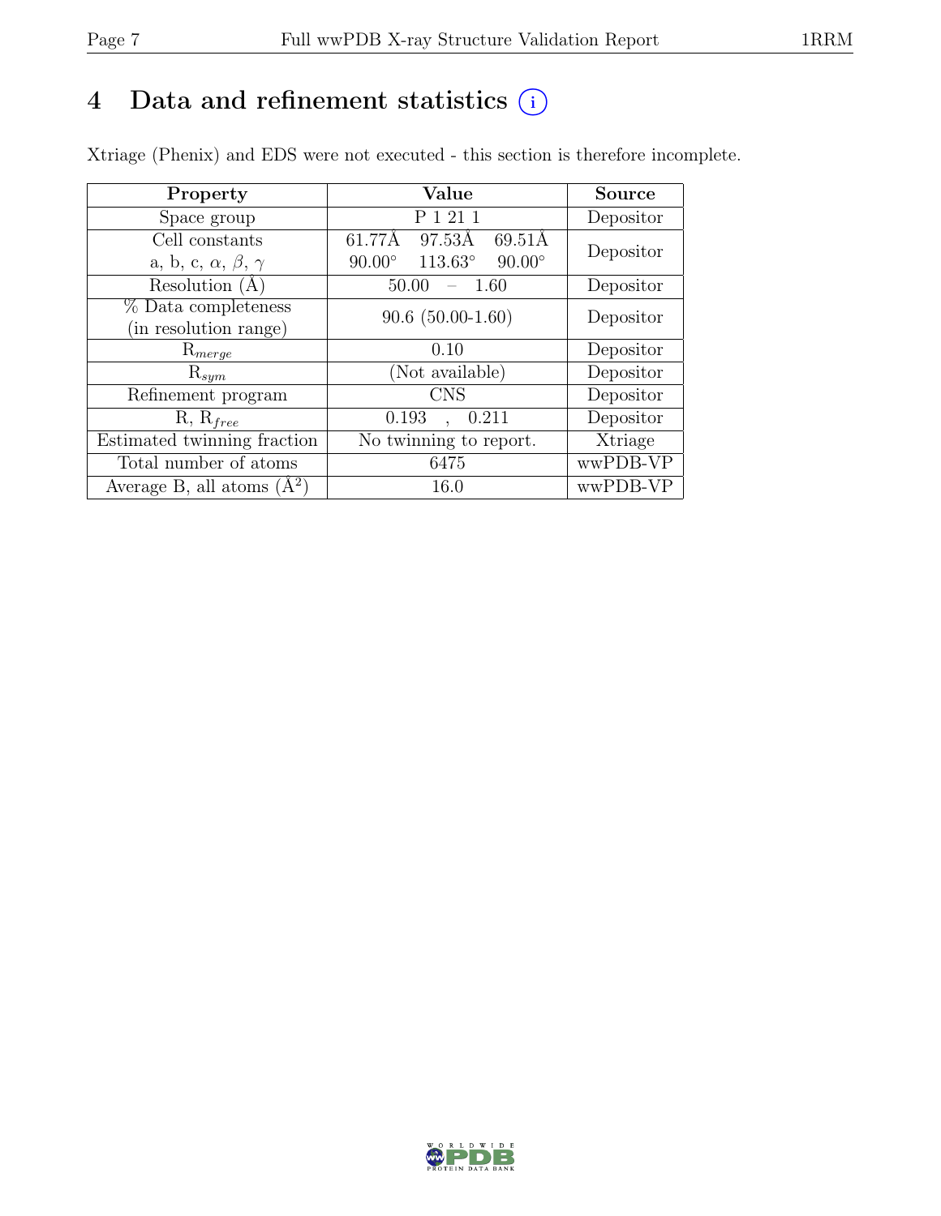# 4 Data and refinement statistics (i)

Xtriage (Phenix) and EDS were not executed - this section is therefore incomplete.

| Property | Value | Source |
|---|---|---|
| Space group | P 1 21 1 | Depositor |
| Cell constants<br>a, b, c, $\alpha$, $\beta$, $\gamma$ | 61.77Å 97.53Å 69.51Å<br>90.00° 113.63° 90.00° | Depositor |
| Resolution (Å) | 50.00 – 1.60 | Depositor |
| % Data completeness<br>(in resolution range) | 90.6 (50.00-1.60) | Depositor |
| $R_{merge}$ | 0.10 | Depositor |
| $R_{sym}$ | (Not available) | Depositor |
| Refinement program | CNS | Depositor |
| R, $R_{free}$ | 0.193 , 0.211 | Depositor |
| Estimated twinning fraction | No twinning to report. | Xtriage |
| Total number of atoms | 6475 | wwPDB-VP |
| Average B, all atoms ($Å^2$) | 16.0 | wwPDB-VP |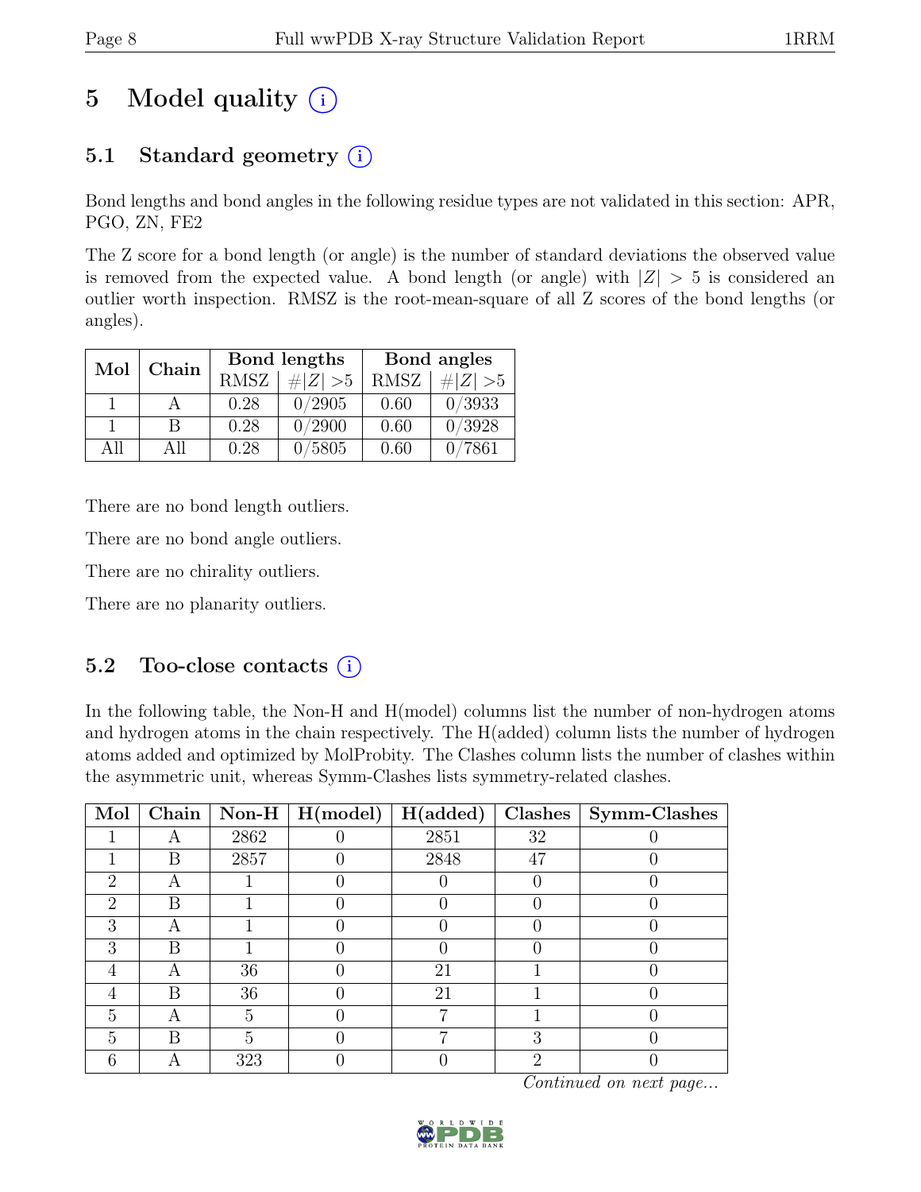# 5 Model quality (i)

## 5.1 Standard geometry (i)

Bond lengths and bond angles in the following residue types are not validated in this section: APR, PGO, ZN, FE2

The Z score for a bond length (or angle) is the number of standard deviations the observed value is removed from the expected value. A bond length (or angle) with $|Z| > 5$ is considered an outlier worth inspection. RMSZ is the root-mean-square of all Z scores of the bond lengths (or angles).

| Mol | Chain | Bond lengths | | Bond angles | |
|---|---|---|---|---|---|
| | | RMSZ | $\#\|Z\| >5$ | RMSZ | $\#\|Z\| >5$ |
| 1 | A | 0.28 | 0/2905 | 0.60 | 0/3933 |
| 1 | B | 0.28 | 0/2900 | 0.60 | 0/3928 |
| All | All | 0.28 | 0/5805 | 0.60 | 0/7861 |

There are no bond length outliers.

There are no bond angle outliers.

There are no chirality outliers.

There are no planarity outliers.

## 5.2 Too-close contacts (i)

In the following table, the Non-H and H(model) columns list the number of non-hydrogen atoms and hydrogen atoms in the chain respectively. The H(added) column lists the number of hydrogen atoms added and optimized by MolProbity. The Clashes column lists the number of clashes within the asymmetric unit, whereas Symm-Clashes lists symmetry-related clashes.

| Mol | Chain | Non-H | H(model) | H(added) | Clashes | Symm-Clashes |
|---|---|---|---|---|---|---|
| 1 | A | 2862 | 0 | 2851 | 32 | 0 |
| 1 | B | 2857 | 0 | 2848 | 47 | 0 |
| 2 | A | 1 | 0 | 0 | 0 | 0 |
| 2 | B | 1 | 0 | 0 | 0 | 0 |
| 3 | A | 1 | 0 | 0 | 0 | 0 |
| 3 | B | 1 | 0 | 0 | 0 | 0 |
| 4 | A | 36 | 0 | 21 | 1 | 0 |
| 4 | B | 36 | 0 | 21 | 1 | 0 |
| 5 | A | 5 | 0 | 7 | 1 | 0 |
| 5 | B | 5 | 0 | 7 | 3 | 0 |
| 6 | A | 323 | 0 | 0 | 2 | 0 |

*Continued on next page...*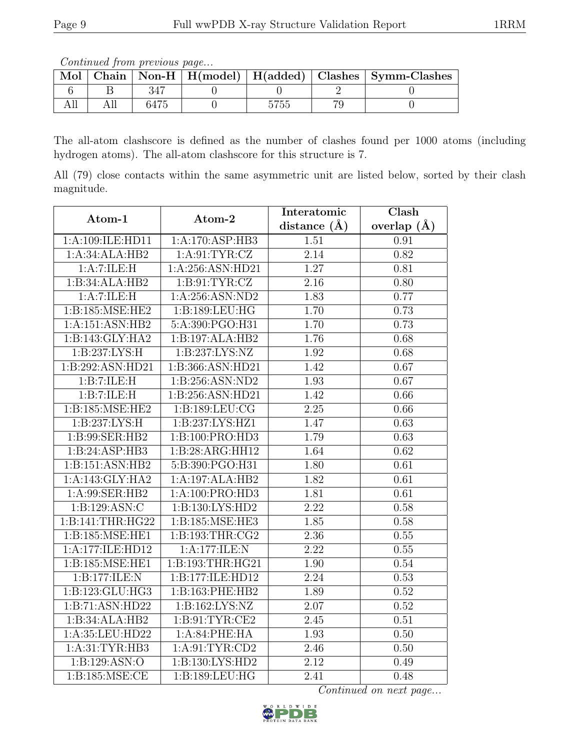*Continued from previous page...*

| Mol | Chain | Non-H | H(model) | H(added) | Clashes | Symm-Clashes |
|---|---|---|---|---|---|---|
| 6 | B | 347 | 0 | 0 | 2 | 0 |
| All | All | 6475 | 0 | 5755 | 79 | 0 |

The all-atom clashscore is defined as the number of clashes found per 1000 atoms (including hydrogen atoms). The all-atom clashscore for this structure is 7.

All (79) close contacts within the same asymmetric unit are listed below, sorted by their clash magnitude.

| Atom-1 | Atom-2 | Interatomic distance (Å) | Clash overlap (Å) |
|---|---|---|---|
| 1:A:109:ILE:HD11 | 1:A:170:ASP:HB3 | 1.51 | 0.91 |
| 1:A:34:ALA:HB2 | 1:A:91:TYR:CZ | 2.14 | 0.82 |
| 1:A:7:ILE:H | 1:A:256:ASN:HD21 | 1.27 | 0.81 |
| 1:B:34:ALA:HB2 | 1:B:91:TYR:CZ | 2.16 | 0.80 |
| 1:A:7:ILE:H | 1:A:256:ASN:ND2 | 1.83 | 0.77 |
| 1:B:185:MSE:HE2 | 1:B:189:LEU:HG | 1.70 | 0.73 |
| 1:A:151:ASN:HB2 | 5:A:390:PGO:H31 | 1.70 | 0.73 |
| 1:B:143:GLY:HA2 | 1:B:197:ALA:HB2 | 1.76 | 0.68 |
| 1:B:237:LYS:H | 1:B:237:LYS:NZ | 1.92 | 0.68 |
| 1:B:292:ASN:HD21 | 1:B:366:ASN:HD21 | 1.42 | 0.67 |
| 1:B:7:ILE:H | 1:B:256:ASN:ND2 | 1.93 | 0.67 |
| 1:B:7:ILE:H | 1:B:256:ASN:HD21 | 1.42 | 0.66 |
| 1:B:185:MSE:HE2 | 1:B:189:LEU:CG | 2.25 | 0.66 |
| 1:B:237:LYS:H | 1:B:237:LYS:HZ1 | 1.47 | 0.63 |
| 1:B:99:SER:HB2 | 1:B:100:PRO:HD3 | 1.79 | 0.63 |
| 1:B:24:ASP:HB3 | 1:B:28:ARG:HH12 | 1.64 | 0.62 |
| 1:B:151:ASN:HB2 | 5:B:390:PGO:H31 | 1.80 | 0.61 |
| 1:A:143:GLY:HA2 | 1:A:197:ALA:HB2 | 1.82 | 0.61 |
| 1:A:99:SER:HB2 | 1:A:100:PRO:HD3 | 1.81 | 0.61 |
| 1:B:129:ASN:C | 1:B:130:LYS:HD2 | 2.22 | 0.58 |
| 1:B:141:THR:HG22 | 1:B:185:MSE:HE3 | 1.85 | 0.58 |
| 1:B:185:MSE:HE1 | 1:B:193:THR:CG2 | 2.36 | 0.55 |
| 1:A:177:ILE:HD12 | 1:A:177:ILE:N | 2.22 | 0.55 |
| 1:B:185:MSE:HE1 | 1:B:193:THR:HG21 | 1.90 | 0.54 |
| 1:B:177:ILE:N | 1:B:177:ILE:HD12 | 2.24 | 0.53 |
| 1:B:123:GLU:HG3 | 1:B:163:PHE:HB2 | 1.89 | 0.52 |
| 1:B:71:ASN:HD22 | 1:B:162:LYS:NZ | 2.07 | 0.52 |
| 1:B:34:ALA:HB2 | 1:B:91:TYR:CE2 | 2.45 | 0.51 |
| 1:A:35:LEU:HD22 | 1:A:84:PHE:HA | 1.93 | 0.50 |
| 1:A:31:TYR:HB3 | 1:A:91:TYR:CD2 | 2.46 | 0.50 |
| 1:B:129:ASN:O | 1:B:130:LYS:HD2 | 2.12 | 0.49 |
| 1:B:185:MSE:CE | 1:B:189:LEU:HG | 2.41 | 0.48 |

*Continued on next page...*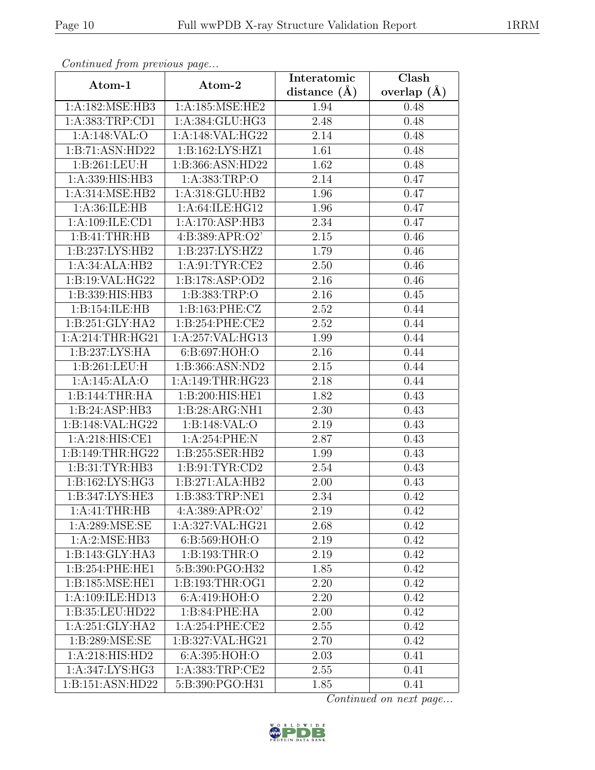*Continued from previous page...*

| Atom-1 | Atom-2 | Interatomic distance (Å) | Clash overlap (Å) |
|---|---|---|---|
| 1:A:182:MSE:HB3 | 1:A:185:MSE:HE2 | 1.94 | 0.48 |
| 1:A:383:TRP:CD1 | 1:A:384:GLU:HG3 | 2.48 | 0.48 |
| 1:A:148:VAL:O | 1:A:148:VAL:HG22 | 2.14 | 0.48 |
| 1:B:71:ASN:HD22 | 1:B:162:LYS:HZ1 | 1.61 | 0.48 |
| 1:B:261:LEU:H | 1:B:366:ASN:HD22 | 1.62 | 0.48 |
| 1:A:339:HIS:HB3 | 1:A:383:TRP:O | 2.14 | 0.47 |
| 1:A:314:MSE:HB2 | 1:A:318:GLU:HB2 | 1.96 | 0.47 |
| 1:A:36:ILE:HB | 1:A:64:ILE:HG12 | 1.96 | 0.47 |
| 1:A:109:ILE:CD1 | 1:A:170:ASP:HB3 | 2.34 | 0.47 |
| 1:B:41:THR:HB | 4:B:389:APR:O2' | 2.15 | 0.46 |
| 1:B:237:LYS:HB2 | 1:B:237:LYS:HZ2 | 1.79 | 0.46 |
| 1:A:34:ALA:HB2 | 1:A:91:TYR:CE2 | 2.50 | 0.46 |
| 1:B:19:VAL:HG22 | 1:B:178:ASP:OD2 | 2.16 | 0.46 |
| 1:B:339:HIS:HB3 | 1:B:383:TRP:O | 2.16 | 0.45 |
| 1:B:154:ILE:HB | 1:B:163:PHE:CZ | 2.52 | 0.44 |
| 1:B:251:GLY:HA2 | 1:B:254:PHE:CE2 | 2.52 | 0.44 |
| 1:A:214:THR:HG21 | 1:A:257:VAL:HG13 | 1.99 | 0.44 |
| 1:B:237:LYS:HA | 6:B:697:HOH:O | 2.16 | 0.44 |
| 1:B:261:LEU:H | 1:B:366:ASN:ND2 | 2.15 | 0.44 |
| 1:A:145:ALA:O | 1:A:149:THR:HG23 | 2.18 | 0.44 |
| 1:B:144:THR:HA | 1:B:200:HIS:HE1 | 1.82 | 0.43 |
| 1:B:24:ASP:HB3 | 1:B:28:ARG:NH1 | 2.30 | 0.43 |
| 1:B:148:VAL:HG22 | 1:B:148:VAL:O | 2.19 | 0.43 |
| 1:A:218:HIS:CE1 | 1:A:254:PHE:N | 2.87 | 0.43 |
| 1:B:149:THR:HG22 | 1:B:255:SER:HB2 | 1.99 | 0.43 |
| 1:B:31:TYR:HB3 | 1:B:91:TYR:CD2 | 2.54 | 0.43 |
| 1:B:162:LYS:HG3 | 1:B:271:ALA:HB2 | 2.00 | 0.43 |
| 1:B:347:LYS:HE3 | 1:B:383:TRP:NE1 | 2.34 | 0.42 |
| 1:A:41:THR:HB | 4:A:389:APR:O2' | 2.19 | 0.42 |
| 1:A:289:MSE:SE | 1:A:327:VAL:HG21 | 2.68 | 0.42 |
| 1:A:2:MSE:HB3 | 6:B:569:HOH:O | 2.19 | 0.42 |
| 1:B:143:GLY:HA3 | 1:B:193:THR:O | 2.19 | 0.42 |
| 1:B:254:PHE:HE1 | 5:B:390:PGO:H32 | 1.85 | 0.42 |
| 1:B:185:MSE:HE1 | 1:B:193:THR:OG1 | 2.20 | 0.42 |
| 1:A:109:ILE:HD13 | 6:A:419:HOH:O | 2.20 | 0.42 |
| 1:B:35:LEU:HD22 | 1:B:84:PHE:HA | 2.00 | 0.42 |
| 1:A:251:GLY:HA2 | 1:A:254:PHE:CE2 | 2.55 | 0.42 |
| 1:B:289:MSE:SE | 1:B:327:VAL:HG21 | 2.70 | 0.42 |
| 1:A:218:HIS:HD2 | 6:A:395:HOH:O | 2.03 | 0.41 |
| 1:A:347:LYS:HG3 | 1:A:383:TRP:CE2 | 2.55 | 0.41 |
| 1:B:151:ASN:HD22 | 5:B:390:PGO:H31 | 1.85 | 0.41 |

*Continued on next page...*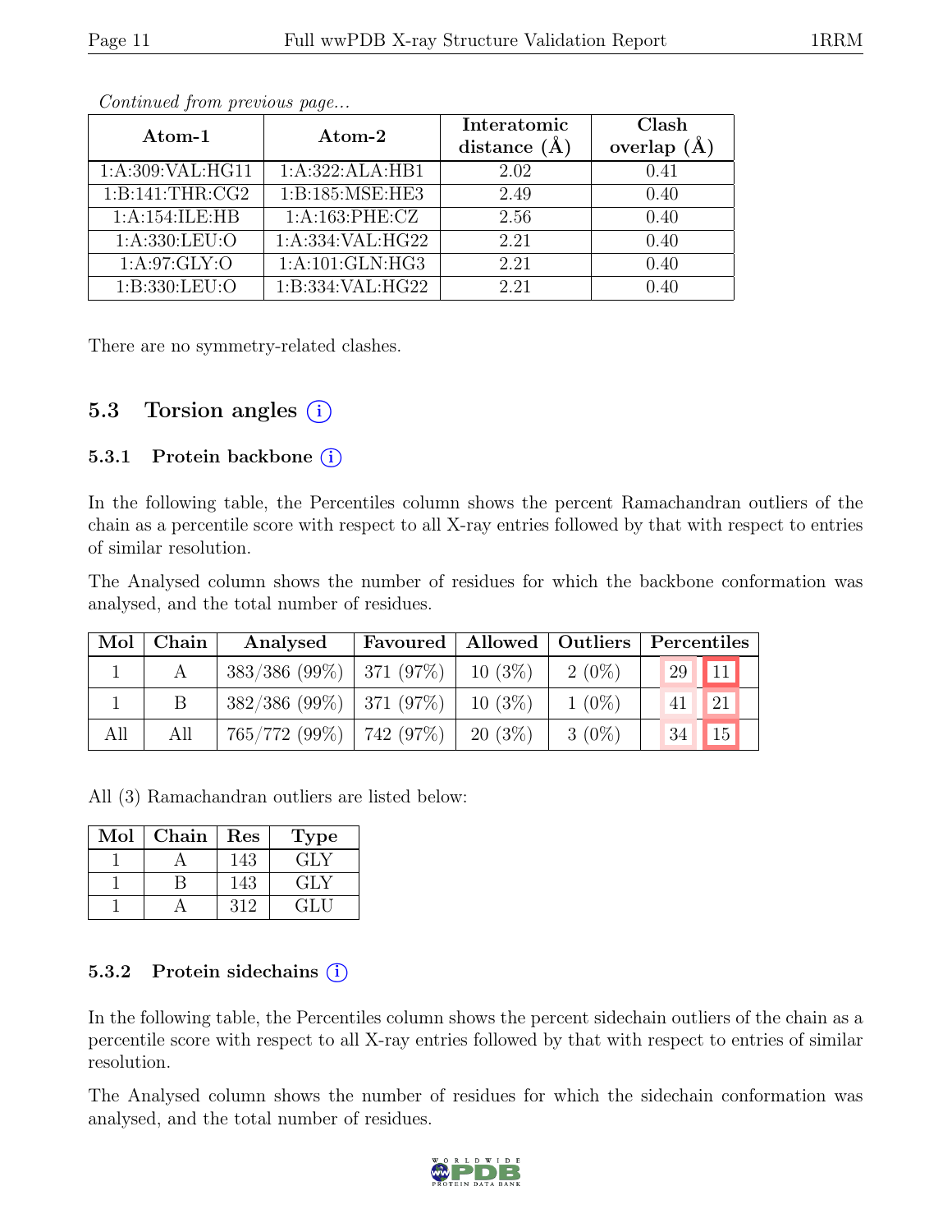*Continued from previous page...*

| Atom-1 | Atom-2 | Interatomic distance (Å) | Clash overlap (Å) |
|---|---|---|---|
| 1:A:309:VAL:HG11 | 1:A:322:ALA:HB1 | 2.02 | 0.41 |
| 1:B:141:THR:CG2 | 1:B:185:MSE:HE3 | 2.49 | 0.40 |
| 1:A:154:ILE:HB | 1:A:163:PHE:CZ | 2.56 | 0.40 |
| 1:A:330:LEU:O | 1:A:334:VAL:HG22 | 2.21 | 0.40 |
| 1:A:97:GLY:O | 1:A:101:GLN:HG3 | 2.21 | 0.40 |
| 1:B:330:LEU:O | 1:B:334:VAL:HG22 | 2.21 | 0.40 |

There are no symmetry-related clashes.

## 5.3 Torsion angles (i)

### 5.3.1 Protein backbone (i)

In the following table, the Percentiles column shows the percent Ramachandran outliers of the chain as a percentile score with respect to all X-ray entries followed by that with respect to entries of similar resolution.

The Analysed column shows the number of residues for which the backbone conformation was analysed, and the total number of residues.

| Mol | Chain | Analysed | Favoured | Allowed | Outliers | Percentiles | |
|---|---|---|---|---|---|---|---|
| 1 | A | 383/386 (99%) | 371 (97%) | 10 (3%) | 2 (0%) | 29 | 11 |
| 1 | B | 382/386 (99%) | 371 (97%) | 10 (3%) | 1 (0%) | 41 | 21 |
| All | All | 765/772 (99%) | 742 (97%) | 20 (3%) | 3 (0%) | 34 | 15 |

All (3) Ramachandran outliers are listed below:

| Mol | Chain | Res | Type |
|---|---|---|---|
| 1 | A | 143 | GLY |
| 1 | B | 143 | GLY |
| 1 | A | 312 | GLU |

### 5.3.2 Protein sidechains (i)

In the following table, the Percentiles column shows the percent sidechain outliers of the chain as a percentile score with respect to all X-ray entries followed by that with respect to entries of similar resolution.

The Analysed column shows the number of residues for which the sidechain conformation was analysed, and the total number of residues.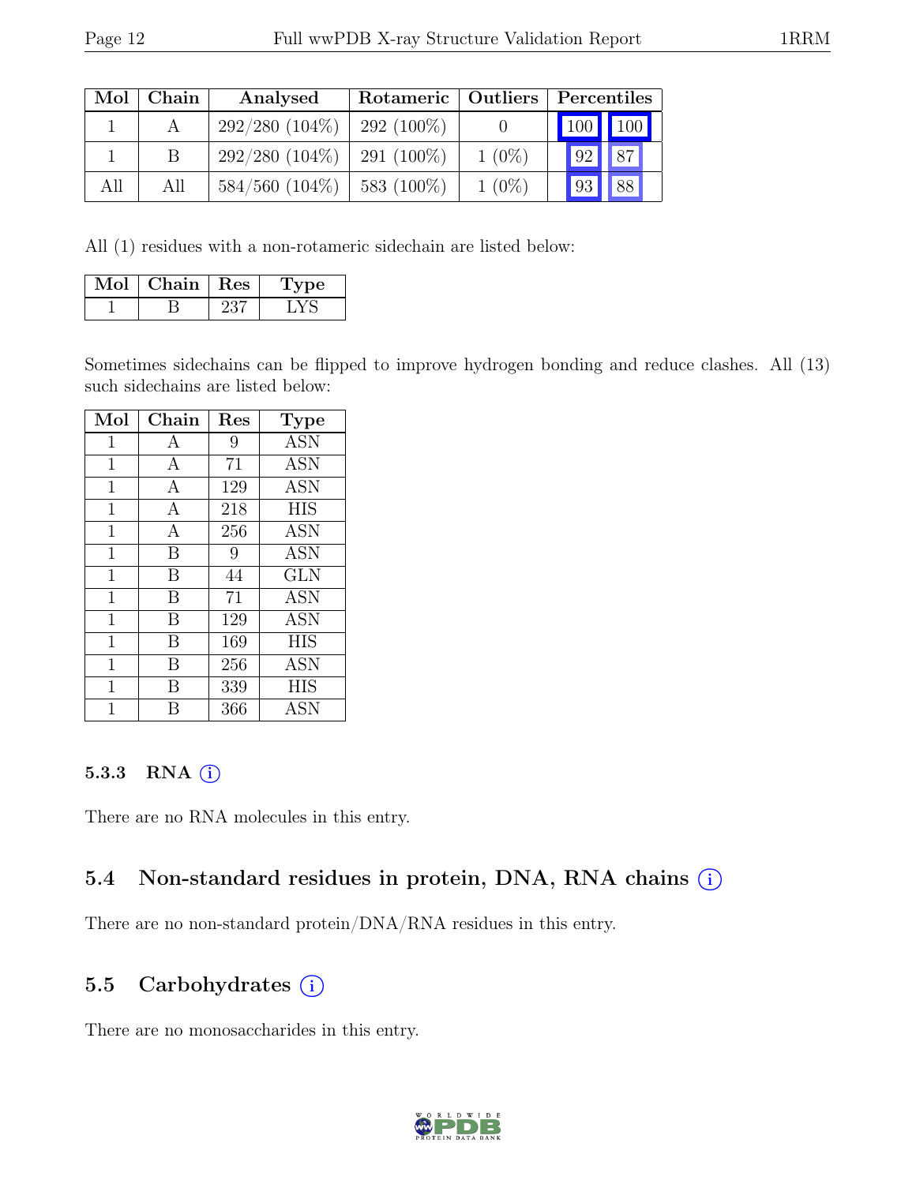| Mol | Chain | Analysed | Rotameric | Outliers | Percentiles | |
|---|---|---|---|---|---|---|
| 1 | A | 292/280 (104%) | 292 (100%) | 0 | 100 | 100 |
| 1 | B | 292/280 (104%) | 291 (100%) | 1 (0%) | 92 | 87 |
| All | All | 584/560 (104%) | 583 (100%) | 1 (0%) | 93 | 88 |

All (1) residues with a non-rotameric sidechain are listed below:

| Mol | Chain | Res | Type |
|---|---|---|---|
| 1 | B | 237 | LYS |

Sometimes sidechains can be flipped to improve hydrogen bonding and reduce clashes. All (13) such sidechains are listed below:

| Mol | Chain | Res | Type |
|---|---|---|---|
| 1 | A | 9 | ASN |
| 1 | A | 71 | ASN |
| 1 | A | 129 | ASN |
| 1 | A | 218 | HIS |
| 1 | A | 256 | ASN |
| 1 | B | 9 | ASN |
| 1 | B | 44 | GLN |
| 1 | B | 71 | ASN |
| 1 | B | 129 | ASN |
| 1 | B | 169 | HIS |
| 1 | B | 256 | ASN |
| 1 | B | 339 | HIS |
| 1 | B | 366 | ASN |

#### 5.3.3 RNA

There are no RNA molecules in this entry.

### 5.4 Non-standard residues in protein, DNA, RNA chains

There are no non-standard protein/DNA/RNA residues in this entry.

### 5.5 Carbohydrates

There are no monosaccharides in this entry.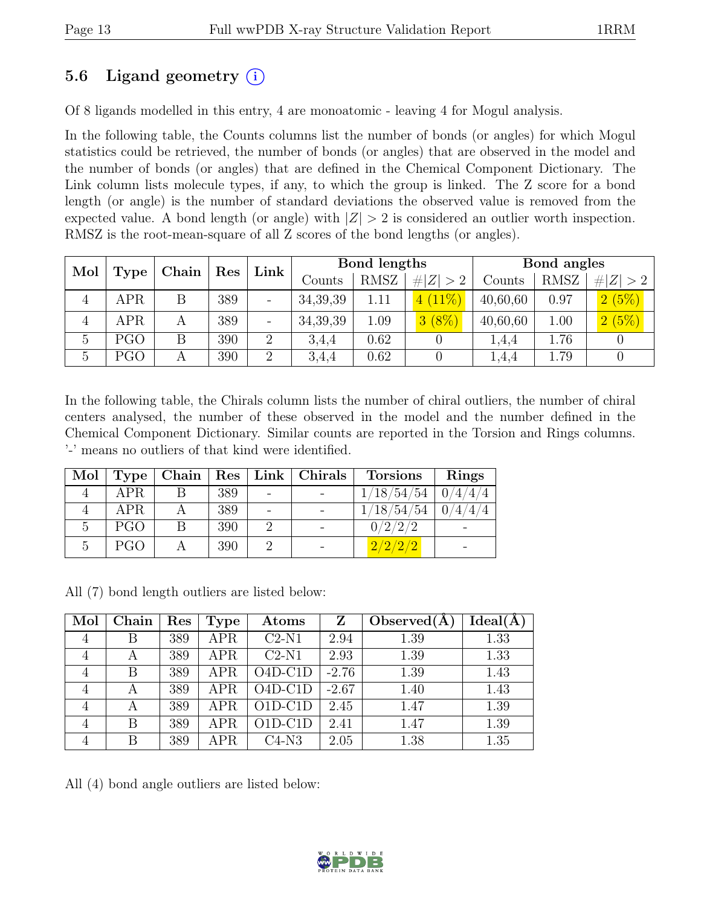## 5.6 Ligand geometry (i)

Of 8 ligands modelled in this entry, 4 are monoatomic - leaving 4 for Mogul analysis.

In the following table, the Counts columns list the number of bonds (or angles) for which Mogul statistics could be retrieved, the number of bonds (or angles) that are observed in the model and the number of bonds (or angles) that are defined in the Chemical Component Dictionary. The Link column lists molecule types, if any, to which the group is linked. The Z score for a bond length (or angle) is the number of standard deviations the observed value is removed from the expected value. A bond length (or angle) with $|Z| > 2$ is considered an outlier worth inspection. RMSZ is the root-mean-square of all Z scores of the bond lengths (or angles).

| Mol | Type | Chain | Res | Link | Bond lengths | | | Bond angles | | |
|---|---|---|---|---|---|---|---|---|---|---|
| | | | | | Counts | RMSZ | $\#\|Z\| > 2$ | Counts | RMSZ | $\#\|Z\| > 2$ |
| 4 | APR | B | 389 | - | 34,39,39 | 1.11 | 4 (11%) | 40,60,60 | 0.97 | 2 (5%) |
| 4 | APR | A | 389 | - | 34,39,39 | 1.09 | 3 (8%) | 40,60,60 | 1.00 | 2 (5%) |
| 5 | PGO | B | 390 | 2 | 3,4,4 | 0.62 | 0 | 1,4,4 | 1.76 | 0 |
| 5 | PGO | A | 390 | 2 | 3,4,4 | 0.62 | 0 | 1,4,4 | 1.79 | 0 |

In the following table, the Chirals column lists the number of chiral outliers, the number of chiral centers analysed, the number of these observed in the model and the number defined in the Chemical Component Dictionary. Similar counts are reported in the Torsion and Rings columns. '-' means no outliers of that kind were identified.

| Mol | Type | Chain | Res | Link | Chirals | Torsions | Rings |
|---|---|---|---|---|---|---|---|
| 4 | APR | B | 389 | - | - | 1/18/54/54 | 0/4/4/4 |
| 4 | APR | A | 389 | - | - | 1/18/54/54 | 0/4/4/4 |
| 5 | PGO | B | 390 | 2 | - | 0/2/2/2 | - |
| 5 | PGO | A | 390 | 2 | - | 2/2/2/2 | - |

All (7) bond length outliers are listed below:

| Mol | Chain | Res | Type | Atoms | Z | Observed(Å) | Ideal(Å) |
|---|---|---|---|---|---|---|---|
| 4 | B | 389 | APR | C2-N1 | 2.94 | 1.39 | 1.33 |
| 4 | A | 389 | APR | C2-N1 | 2.93 | 1.39 | 1.33 |
| 4 | B | 389 | APR | O4D-C1D | -2.76 | 1.39 | 1.43 |
| 4 | A | 389 | APR | O4D-C1D | -2.67 | 1.40 | 1.43 |
| 4 | A | 389 | APR | O1D-C1D | 2.45 | 1.47 | 1.39 |
| 4 | B | 389 | APR | O1D-C1D | 2.41 | 1.47 | 1.39 |
| 4 | B | 389 | APR | C4-N3 | 2.05 | 1.38 | 1.35 |

All (4) bond angle outliers are listed below: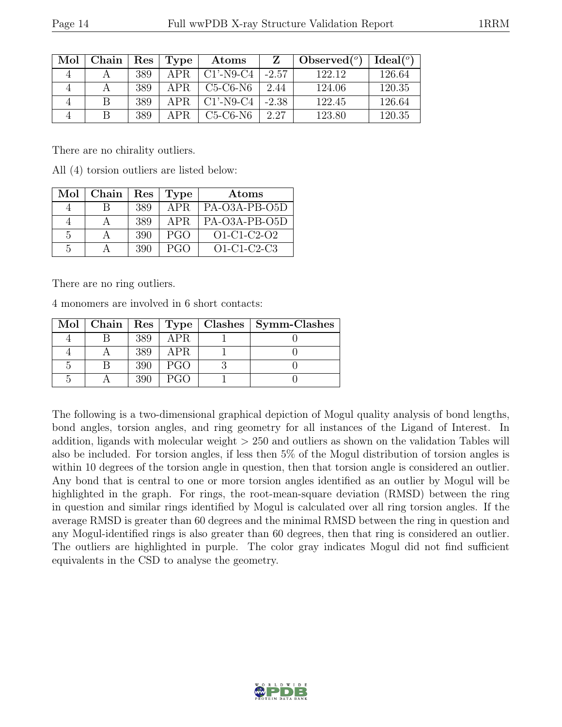| Mol | Chain | Res | Type | Atoms | Z | Observed(°) | Ideal(°) |
|---|---|---|---|---|---|---|---|
| 4 | A | 389 | APR | C1'-N9-C4 | -2.57 | 122.12 | 126.64 |
| 4 | A | 389 | APR | C5-C6-N6 | 2.44 | 124.06 | 120.35 |
| 4 | B | 389 | APR | C1'-N9-C4 | -2.38 | 122.45 | 126.64 |
| 4 | B | 389 | APR | C5-C6-N6 | 2.27 | 123.80 | 120.35 |

There are no chirality outliers.

All (4) torsion outliers are listed below:

| Mol | Chain | Res | Type | Atoms |
|---|---|---|---|---|
| 4 | B | 389 | APR | PA-O3A-PB-O5D |
| 4 | A | 389 | APR | PA-O3A-PB-O5D |
| 5 | A | 390 | PGO | O1-C1-C2-O2 |
| 5 | A | 390 | PGO | O1-C1-C2-C3 |

There are no ring outliers.

4 monomers are involved in 6 short contacts:

| Mol | Chain | Res | Type | Clashes | Symm-Clashes |
|---|---|---|---|---|---|
| 4 | B | 389 | APR | 1 | 0 |
| 4 | A | 389 | APR | 1 | 0 |
| 5 | B | 390 | PGO | 3 | 0 |
| 5 | A | 390 | PGO | 1 | 0 |

The following is a two-dimensional graphical depiction of Mogul quality analysis of bond lengths, bond angles, torsion angles, and ring geometry for all instances of the Ligand of Interest. In addition, ligands with molecular weight > 250 and outliers as shown on the validation Tables will also be included. For torsion angles, if less then 5% of the Mogul distribution of torsion angles is within 10 degrees of the torsion angle in question, then that torsion angle is considered an outlier. Any bond that is central to one or more torsion angles identified as an outlier by Mogul will be highlighted in the graph. For rings, the root-mean-square deviation (RMSD) between the ring in question and similar rings identified by Mogul is calculated over all ring torsion angles. If the average RMSD is greater than 60 degrees and the minimal RMSD between the ring in question and any Mogul-identified rings is also greater than 60 degrees, then that ring is considered an outlier. The outliers are highlighted in purple. The color gray indicates Mogul did not find sufficient equivalents in the CSD to analyse the geometry.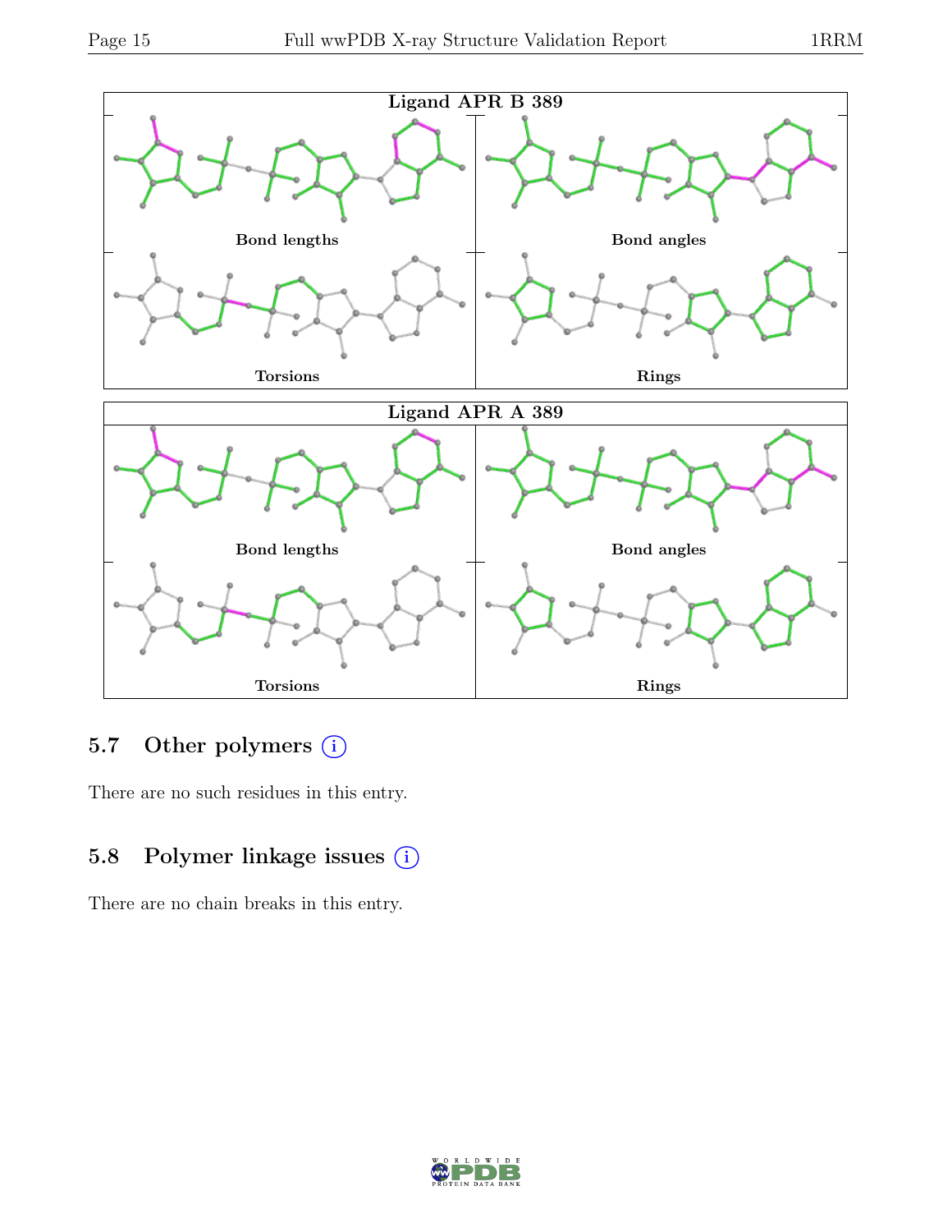Ligand APR B 389

Bond lengths

Bond angles

Torsions

Rings

Ligand APR A 389

Bond lengths

Bond angles

Torsions

Rings

## 5.7 Other polymers (i)

There are no such residues in this entry.

## 5.8 Polymer linkage issues (i)

There are no chain breaks in this entry.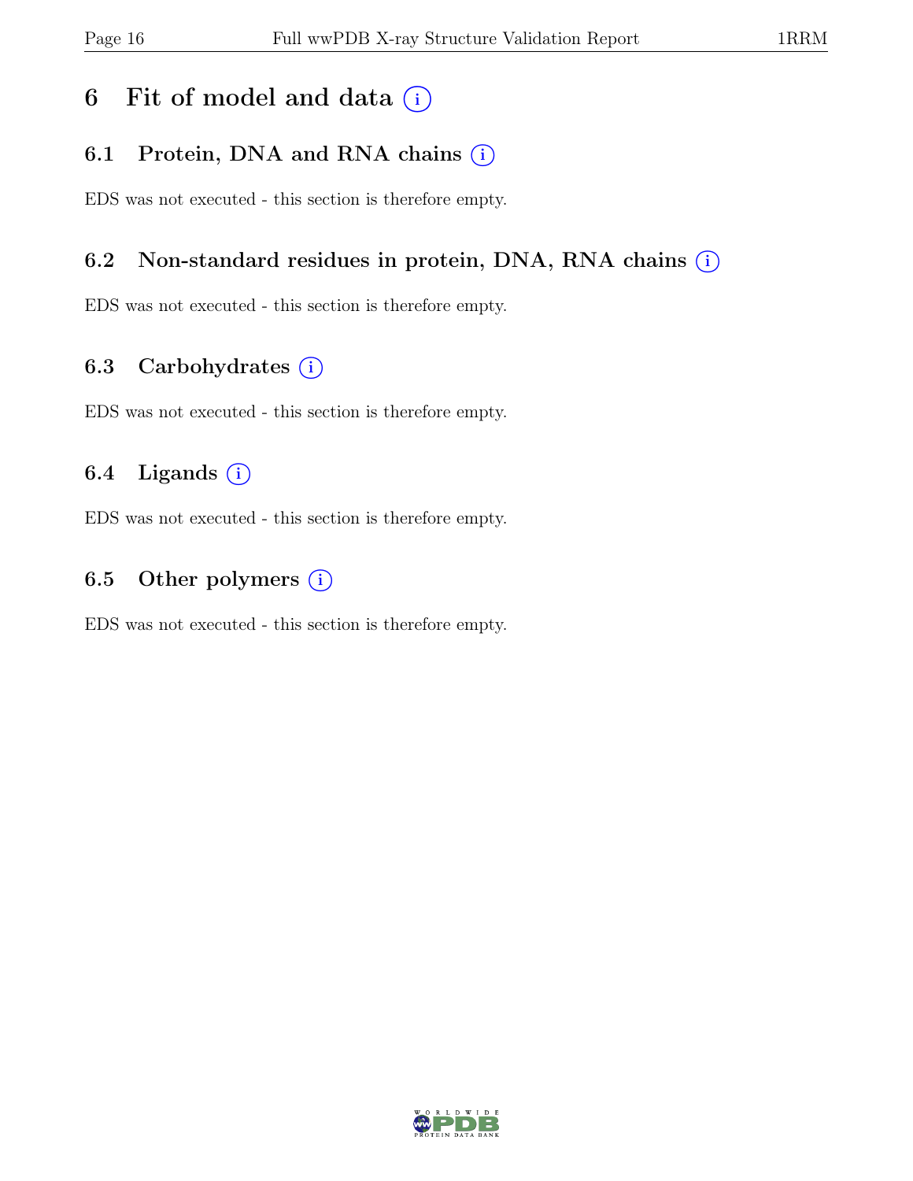# 6 Fit of model and data

## 6.1 Protein, DNA and RNA chains

EDS was not executed - this section is therefore empty.

## 6.2 Non-standard residues in protein, DNA, RNA chains

EDS was not executed - this section is therefore empty.

## 6.3 Carbohydrates

EDS was not executed - this section is therefore empty.

## 6.4 Ligands

EDS was not executed - this section is therefore empty.

## 6.5 Other polymers

EDS was not executed - this section is therefore empty.